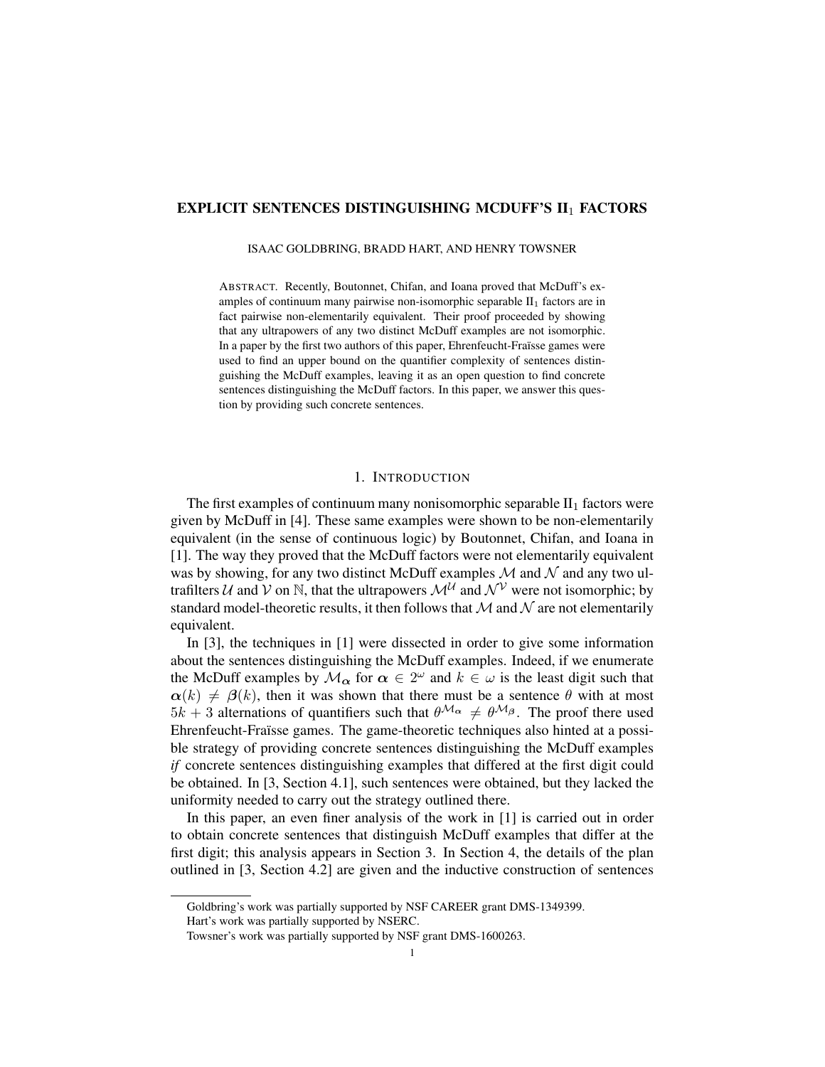# EXPLICIT SENTENCES DISTINGUISHING MCDUFF'S $\mathrm{II}_1$ FACTORS

ISAAC GOLDBRING, BRADD HART, AND HENRY TOWSNER

ABSTRACT. Recently, Boutonnet, Chifan, and Ioana proved that McDuff's examples of continuum many pairwise non-isomorphic separable $\mathrm{II}_1$ factors are in fact pairwise non-elementarily equivalent. Their proof proceeded by showing that any ultrapowers of any two distinct McDuff examples are not isomorphic. In a paper by the first two authors of this paper, Ehrenfeucht-Fraïsse games were used to find an upper bound on the quantifier complexity of sentences distinguishing the McDuff examples, leaving it as an open question to find concrete sentences distinguishing the McDuff factors. In this paper, we answer this question by providing such concrete sentences.

## 1. INTRODUCTION

The first examples of continuum many nonisomorphic separable $\mathrm{II}_1$ factors were given by McDuff in [4]. These same examples were shown to be non-elementarily equivalent (in the sense of continuous logic) by Boutonnet, Chifan, and Ioana in [1]. The way they proved that the McDuff factors were not elementarily equivalent was by showing, for any two distinct McDuff examples $\mathcal{M}$ and $\mathcal{N}$ and any two ultrafilters $\mathcal{U}$ and $\mathcal{V}$ on $\mathbb{N}$, that the ultrapowers $\mathcal{M}^{\mathcal{U}}$ and $\mathcal{N}^{\mathcal{V}}$ were not isomorphic; by standard model-theoretic results, it then follows that $\mathcal{M}$ and $\mathcal{N}$ are not elementarily equivalent.

In [3], the techniques in [1] were dissected in order to give some information about the sentences distinguishing the McDuff examples. Indeed, if we enumerate the McDuff examples by $\mathcal{M}_{\boldsymbol{\alpha}}$ for $\boldsymbol{\alpha} \in 2^\omega$ and $k \in \omega$ is the least digit such that $\boldsymbol{\alpha}(k) \neq \boldsymbol{\beta}(k)$, then it was shown that there must be a sentence $\theta$ with at most $5k+3$ alternations of quantifiers such that $\theta^{\mathcal{M}_{\boldsymbol{\alpha}}} \neq \theta^{\mathcal{M}_{\boldsymbol{\beta}}}$. The proof there used Ehrenfeucht-Fraïsse games. The game-theoretic techniques also hinted at a possible strategy of providing concrete sentences distinguishing the McDuff examples *if* concrete sentences distinguishing examples that differed at the first digit could be obtained. In [3, Section 4.1], such sentences were obtained, but they lacked the uniformity needed to carry out the strategy outlined there.

In this paper, an even finer analysis of the work in [1] is carried out in order to obtain concrete sentences that distinguish McDuff examples that differ at the first digit; this analysis appears in Section 3. In Section 4, the details of the plan outlined in [3, Section 4.2] are given and the inductive construction of sentences

Goldbring's work was partially supported by NSF CAREER grant DMS-1349399.

Hart's work was partially supported by NSERC.

Towsner's work was partially supported by NSF grant DMS-1600263.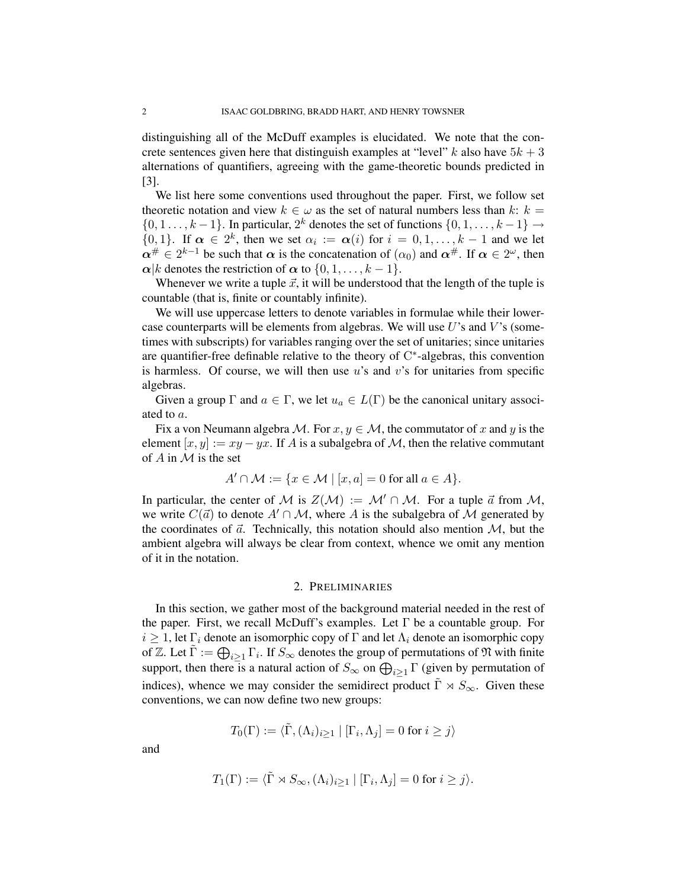distinguishing all of the McDuff examples is elucidated. We note that the concrete sentences given here that distinguish examples at "level" $k$ also have $5k+3$ alternations of quantifiers, agreeing with the game-theoretic bounds predicted in [3].

We list here some conventions used throughout the paper. First, we follow set theoretic notation and view $k \in \omega$ as the set of natural numbers less than $k$: $k = \{0, 1 \ldots, k-1\}$. In particular, $2^k$ denotes the set of functions $\{0, 1, \ldots, k-1\} \to \{0, 1\}$. If $\boldsymbol{\alpha} \in 2^k$, then we set $\alpha_i := \boldsymbol{\alpha}(i)$ for $i = 0, 1, \ldots, k-1$ and we let $\boldsymbol{\alpha}^\# \in 2^{k-1}$ be such that $\boldsymbol{\alpha}$ is the concatenation of $(\alpha_0)$ and $\boldsymbol{\alpha}^\#$. If $\boldsymbol{\alpha} \in 2^\omega$, then $\boldsymbol{\alpha}|k$ denotes the restriction of $\boldsymbol{\alpha}$ to $\{0, 1, \ldots, k-1\}$.

Whenever we write a tuple $\vec{x}$, it will be understood that the length of the tuple is countable (that is, finite or countably infinite).

We will use uppercase letters to denote variables in formulae while their lowercase counterparts will be elements from algebras. We will use $U$'s and $V$'s (sometimes with subscripts) for variables ranging over the set of unitaries; since unitaries are quantifier-free definable relative to the theory of C$^*$-algebras, this convention is harmless. Of course, we will then use $u$'s and $v$'s for unitaries from specific algebras.

Given a group $\Gamma$ and $a \in \Gamma$, we let $u_a \in L(\Gamma)$ be the canonical unitary associated to $a$.

Fix a von Neumann algebra $\mathcal{M}$. For $x, y \in \mathcal{M}$, the commutator of $x$ and $y$ is the element $[x, y] := xy - yx$. If $A$ is a subalgebra of $\mathcal{M}$, then the relative commutant of $A$ in $\mathcal{M}$ is the set

$$A' \cap \mathcal{M} := \{x \in \mathcal{M} \mid [x, a] = 0 \text{ for all } a \in A\}.$$

In particular, the center of $\mathcal{M}$ is $Z(\mathcal{M}) := \mathcal{M}' \cap \mathcal{M}$. For a tuple $\vec{a}$ from $\mathcal{M}$, we write $C(\vec{a})$ to denote $A' \cap \mathcal{M}$, where $A$ is the subalgebra of $\mathcal{M}$ generated by the coordinates of $\vec{a}$. Technically, this notation should also mention $\mathcal{M}$, but the ambient algebra will always be clear from context, whence we omit any mention of it in the notation.

## 2. Preliminaries

In this section, we gather most of the background material needed in the rest of the paper. First, we recall McDuff's examples. Let $\Gamma$ be a countable group. For $i \geq 1$, let $\Gamma_i$ denote an isomorphic copy of $\Gamma$ and let $\Lambda_i$ denote an isomorphic copy of $\mathbb{Z}$. Let $\tilde{\Gamma} := \bigoplus_{i \geq 1} \Gamma_i$. If $S_\infty$ denotes the group of permutations of $\mathfrak{N}$ with finite support, then there is a natural action of $S_\infty$ on $\bigoplus_{i \geq 1} \Gamma$ (given by permutation of indices), whence we may consider the semidirect product $\tilde{\Gamma} \rtimes S_\infty$. Given these conventions, we can now define two new groups:

$$T_0(\Gamma) := \langle \tilde{\Gamma}, (\Lambda_i)_{i \geq 1} \mid [\Gamma_i, \Lambda_j] = 0 \text{ for } i \geq j \rangle$$

and

$$T_1(\Gamma) := \langle \tilde{\Gamma} \rtimes S_\infty, (\Lambda_i)_{i \geq 1} \mid [\Gamma_i, \Lambda_j] = 0 \text{ for } i \geq j \rangle.$$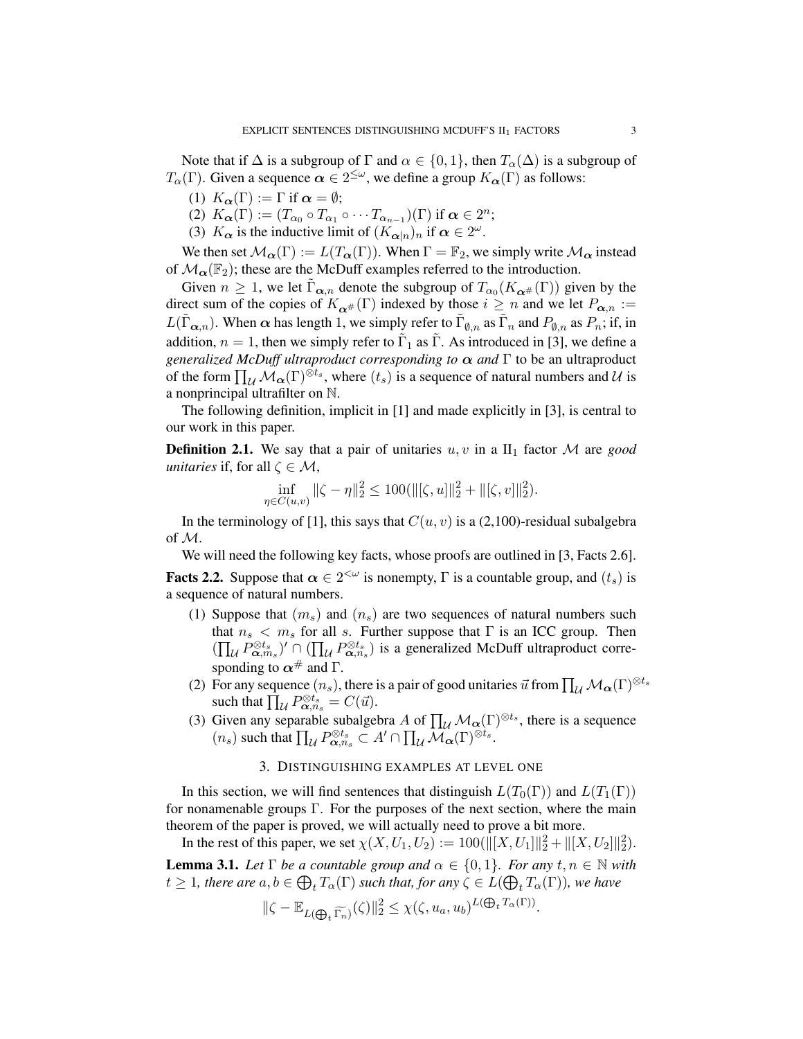Note that if $\Delta$ is a subgroup of $\Gamma$ and $\alpha \in \{0,1\}$, then $T_\alpha(\Delta)$ is a subgroup of $T_\alpha(\Gamma)$. Given a sequence $\boldsymbol{\alpha} \in 2^{\leq \omega}$, we define a group $K_{\boldsymbol{\alpha}}(\Gamma)$ as follows:

(1) $K_{\boldsymbol{\alpha}}(\Gamma) := \Gamma$ if $\boldsymbol{\alpha} = \emptyset$;

(2) $K_{\boldsymbol{\alpha}}(\Gamma) := (T_{\alpha_0} \circ T_{\alpha_1} \circ \cdots T_{\alpha_{n-1}})(\Gamma)$ if $\boldsymbol{\alpha} \in 2^n$;

(3) $K_{\boldsymbol{\alpha}}$ is the inductive limit of $(K_{\boldsymbol{\alpha}|n})_n$ if $\boldsymbol{\alpha} \in 2^\omega$.

We then set $\mathcal{M}_{\boldsymbol{\alpha}}(\Gamma) := L(T_{\boldsymbol{\alpha}}(\Gamma))$. When $\Gamma = \mathbb{F}_2$, we simply write $\mathcal{M}_{\boldsymbol{\alpha}}$ instead of $\mathcal{M}_{\boldsymbol{\alpha}}(\mathbb{F}_2)$; these are the McDuff examples referred to the introduction.

Given $n \geq 1$, we let $\tilde{\Gamma}_{\boldsymbol{\alpha},n}$ denote the subgroup of $T_{\alpha_0}(K_{\boldsymbol{\alpha}^\#}(\Gamma))$ given by the direct sum of the copies of $K_{\boldsymbol{\alpha}^\#}(\Gamma)$ indexed by those $i \geq n$ and we let $P_{\boldsymbol{\alpha},n} := L(\tilde{\Gamma}_{\boldsymbol{\alpha},n})$. When $\boldsymbol{\alpha}$ has length 1, we simply refer to $\tilde{\Gamma}_{\emptyset,n}$ as $\tilde{\Gamma}_n$ and $P_{\emptyset,n}$ as $P_n$; if, in addition, $n = 1$, then we simply refer to $\tilde{\Gamma}_1$ as $\tilde{\Gamma}$. As introduced in [3], we define a *generalized McDuff ultraproduct corresponding to* $\boldsymbol{\alpha}$ *and* $\Gamma$ to be an ultraproduct of the form $\prod_{\mathcal{U}} \mathcal{M}_{\boldsymbol{\alpha}}(\Gamma)^{\otimes t_s}$, where $(t_s)$ is a sequence of natural numbers and $\mathcal{U}$ is a nonprincipal ultrafilter on $\mathbb{N}$.

The following definition, implicit in [1] and made explicitly in [3], is central to our work in this paper.

**Definition 2.1.** We say that a pair of unitaries $u, v$ in a II$_1$ factor $\mathcal{M}$ are *good unitaries* if, for all $\zeta \in \mathcal{M}$,

$$\inf_{\eta \in C(u,v)} \|\zeta - \eta\|_2^2 \leq 100(\|[\zeta, u]\|_2^2 + \|[\zeta, v]\|_2^2).$$

In the terminology of [1], this says that $C(u,v)$ is a (2,100)-residual subalgebra of $\mathcal{M}$.

We will need the following key facts, whose proofs are outlined in [3, Facts 2.6].

**Facts 2.2.** Suppose that $\boldsymbol{\alpha} \in 2^{<\omega}$ is nonempty, $\Gamma$ is a countable group, and $(t_s)$ is a sequence of natural numbers.

(1) Suppose that $(m_s)$ and $(n_s)$ are two sequences of natural numbers such that $n_s < m_s$ for all $s$. Further suppose that $\Gamma$ is an ICC group. Then $(\prod_{\mathcal{U}} P_{\boldsymbol{\alpha},m_s}^{\otimes t_s})' \cap (\prod_{\mathcal{U}} P_{\boldsymbol{\alpha},n_s}^{\otimes t_s})$ is a generalized McDuff ultraproduct corresponding to $\boldsymbol{\alpha}^\#$ and $\Gamma$.

(2) For any sequence $(n_s)$, there is a pair of good unitaries $\vec{u}$ from $\prod_{\mathcal{U}} \mathcal{M}_{\boldsymbol{\alpha}}(\Gamma)^{\otimes t_s}$ such that $\prod_{\mathcal{U}} P_{\boldsymbol{\alpha},n_s}^{\otimes t_s} = C(\vec{u})$.

(3) Given any separable subalgebra $A$ of $\prod_{\mathcal{U}} \mathcal{M}_{\boldsymbol{\alpha}}(\Gamma)^{\otimes t_s}$, there is a sequence $(n_s)$ such that $\prod_{\mathcal{U}} P_{\boldsymbol{\alpha},n_s}^{\otimes t_s} \subset A' \cap \prod_{\mathcal{U}} \mathcal{M}_{\boldsymbol{\alpha}}(\Gamma)^{\otimes t_s}$.

## 3. Distinguishing examples at level one

In this section, we will find sentences that distinguish $L(T_0(\Gamma))$ and $L(T_1(\Gamma))$ for nonamenable groups $\Gamma$. For the purposes of the next section, where the main theorem of the paper is proved, we will actually need to prove a bit more.

In the rest of this paper, we set $\chi(X, U_1, U_2) := 100(\|[X, U_1]\|_2^2 + \|[X, U_2]\|_2^2)$.

**Lemma 3.1.** *Let $\Gamma$ be a countable group and $\alpha \in \{0,1\}$. For any $t, n \in \mathbb{N}$ with $t \geq 1$, there are $a, b \in \bigoplus_t T_\alpha(\Gamma)$ such that, for any $\zeta \in L(\bigoplus_t T_\alpha(\Gamma))$, we have*

$$\|\zeta - \mathbb{E}_{L(\bigoplus_t \widetilde{\Gamma_n})}(\zeta)\|_2^2 \leq \chi(\zeta, u_a, u_b)^{L(\bigoplus_t T_\alpha(\Gamma))}.$$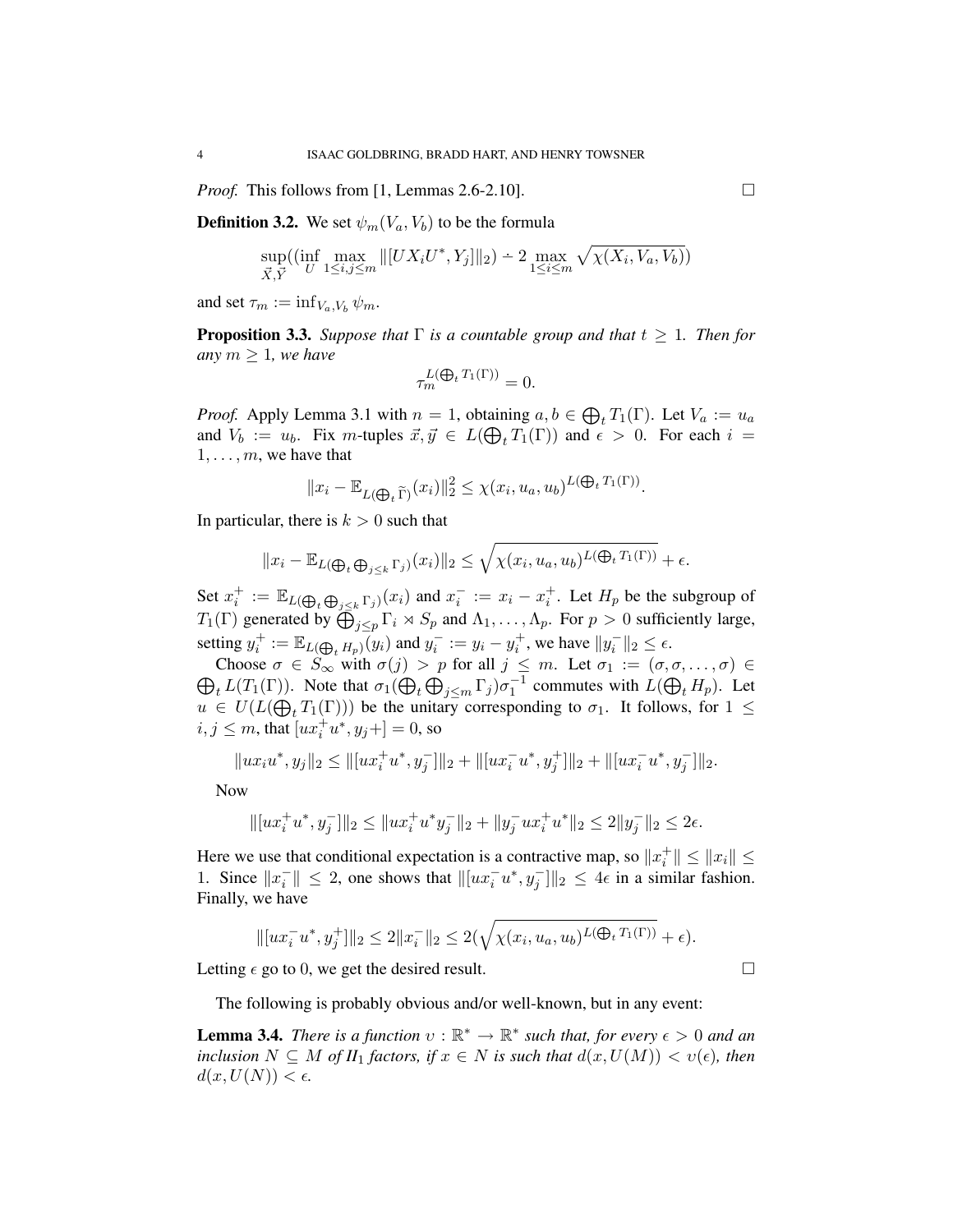*Proof.* This follows from [1, Lemmas 2.6-2.10]. $\square$

**Definition 3.2.** We set $\psi_m(V_a, V_b)$ to be the formula

$$\sup_{\vec{X},\vec{Y}}((\inf_U \max_{1\leq i,j\leq m} \|[UX_iU^*, Y_j]\|_2) \dot{-} 2 \max_{1\leq i\leq m} \sqrt{\chi(X_i, V_a, V_b)})$$

and set $\tau_m := \inf_{V_a,V_b} \psi_m$.

**Proposition 3.3.** *Suppose that $\Gamma$ is a countable group and that $t \geq 1$. Then for any $m \geq 1$, we have*

$$\tau_m^{L(\bigoplus_t T_1(\Gamma))} = 0.$$

*Proof.* Apply Lemma 3.1 with $n = 1$, obtaining $a, b \in \bigoplus_t T_1(\Gamma)$. Let $V_a := u_a$ and $V_b := u_b$. Fix $m$-tuples $\vec{x}, \vec{y} \in L(\bigoplus_t T_1(\Gamma))$ and $\epsilon > 0$. For each $i = 1, \ldots, m$, we have that

$$\|x_i - \mathbb{E}_{L(\bigoplus_t \widetilde{\Gamma})}(x_i)\|_2^2 \leq \chi(x_i, u_a, u_b)^{L(\bigoplus_t T_1(\Gamma))}.$$

In particular, there is $k > 0$ such that

$$\|x_i - \mathbb{E}_{L(\bigoplus_t \bigoplus_{j\leq k} \Gamma_j)}(x_i)\|_2 \leq \sqrt{\chi(x_i, u_a, u_b)^{L(\bigoplus_t T_1(\Gamma))}} + \epsilon.$$

Set $x_i^+ := \mathbb{E}_{L(\bigoplus_t \bigoplus_{j\leq k} \Gamma_j)}(x_i)$ and $x_i^- := x_i - x_i^+$. Let $H_p$ be the subgroup of $T_1(\Gamma)$ generated by $\bigoplus_{j\leq p} \Gamma_i \rtimes S_p$ and $\Lambda_1, \ldots, \Lambda_p$. For $p > 0$ sufficiently large, setting $y_i^+ := \mathbb{E}_{L(\bigoplus_t H_p)}(y_i)$ and $y_i^- := y_i - y_i^+$, we have $\|y_i^-\|_2 \leq \epsilon$.

Choose $\sigma \in S_\infty$ with $\sigma(j) > p$ for all $j \leq m$. Let $\sigma_1 := (\sigma, \sigma, \ldots, \sigma) \in \bigoplus_t L(T_1(\Gamma))$. Note that $\sigma_1(\bigoplus_t \bigoplus_{j\leq m} \Gamma_j)\sigma_1^{-1}$ commutes with $L(\bigoplus_t H_p)$. Let $u \in U(L(\bigoplus_t T_1(\Gamma)))$ be the unitary corresponding to $\sigma_1$. It follows, for $1 \leq i, j \leq m$, that $[ux_i^+u^*, y_j+] = 0$, so

$$\|ux_iu^*, y_j\|_2 \leq \|[ux_i^+u^*, y_j^-]\|_2 + \|[ux_i^-u^*, y_j^+]\|_2 + \|[ux_i^-u^*, y_j^-]\|_2.$$

Now

$$\|[ux_i^+u^*, y_j^-]\|_2 \leq \|ux_i^+u^*y_j^-\|_2 + \|y_j^-ux_i^+u^*\|_2 \leq 2\|y_j^-\|_2 \leq 2\epsilon.$$

Here we use that conditional expectation is a contractive map, so $\|x_i^+\| \leq \|x_i\| \leq 1$. Since $\|x_i^-\| \leq 2$, one shows that $\|[ux_i^-u^*, y_j^-]\|_2 \leq 4\epsilon$ in a similar fashion. Finally, we have

$$\|[ux_i^-u^*, y_j^+]\|_2 \leq 2\|x_i^-\|_2 \leq 2(\sqrt{\chi(x_i, u_a, u_b)^{L(\bigoplus_t T_1(\Gamma))}} + \epsilon).$$

Letting $\epsilon$ go to 0, we get the desired result. $\square$

The following is probably obvious and/or well-known, but in any event:

**Lemma 3.4.** *There is a function $\upsilon : \mathbb{R}^* \to \mathbb{R}^*$ such that, for every $\epsilon > 0$ and an inclusion $N \subseteq M$ of $II_1$ factors, if $x \in N$ is such that $d(x, U(M)) < \upsilon(\epsilon)$, then $d(x, U(N)) < \epsilon$.*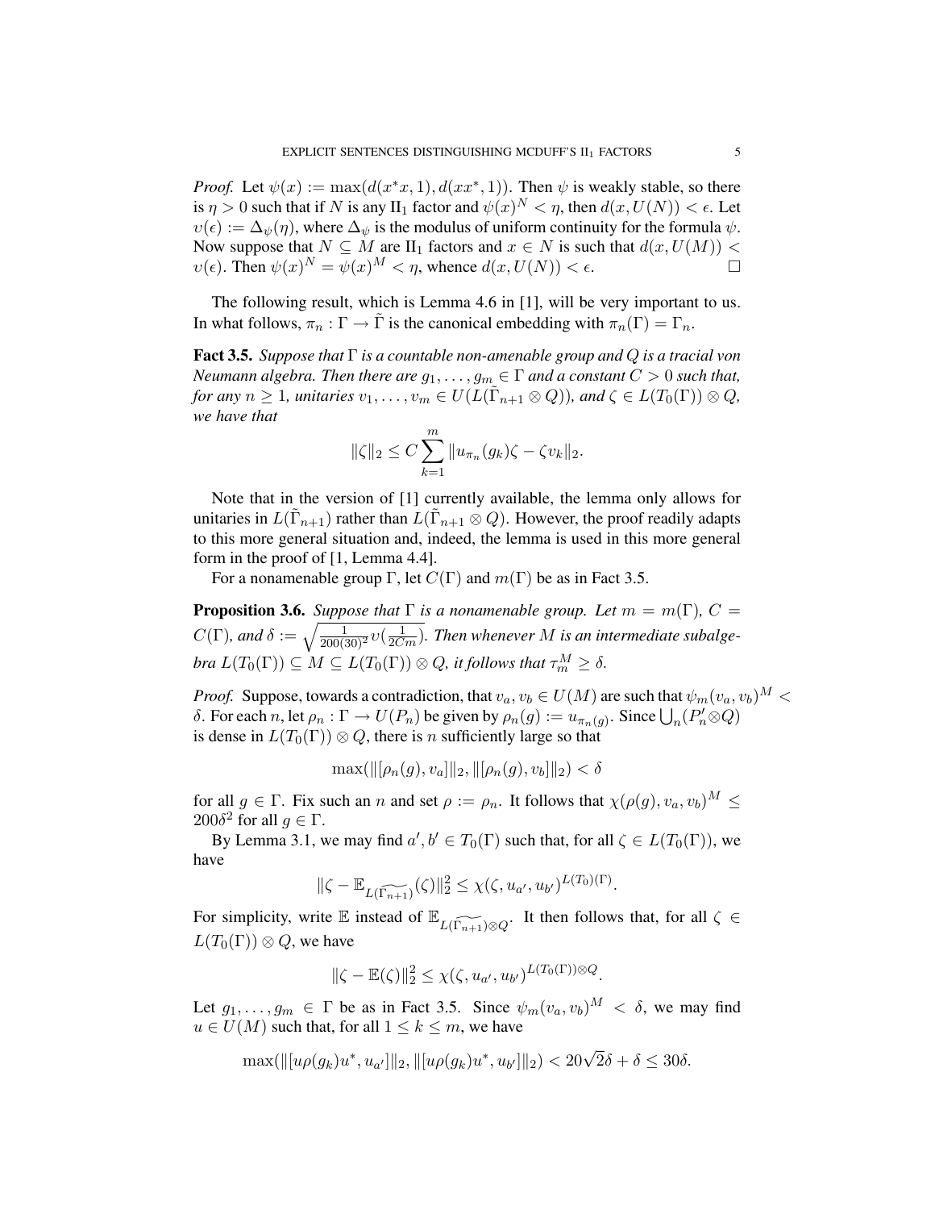*Proof.* Let $\psi(x) := \max(d(x^*x, 1), d(xx^*, 1))$. Then $\psi$ is weakly stable, so there is $\eta > 0$ such that if $N$ is any II$_1$ factor and $\psi(x)^N < \eta$, then $d(x, U(N)) < \epsilon$. Let $\upsilon(\epsilon) := \Delta_\psi(\eta)$, where $\Delta_\psi$ is the modulus of uniform continuity for the formula $\psi$. Now suppose that $N \subseteq M$ are II$_1$ factors and $x \in N$ is such that $d(x, U(M)) < \upsilon(\epsilon)$. Then $\psi(x)^N = \psi(x)^M < \eta$, whence $d(x, U(N)) < \epsilon$. □

The following result, which is Lemma 4.6 in [1], will be very important to us. In what follows, $\pi_n : \Gamma \to \tilde{\Gamma}$ is the canonical embedding with $\pi_n(\Gamma) = \Gamma_n$.

**Fact 3.5.** *Suppose that $\Gamma$ is a countable non-amenable group and $Q$ is a tracial von Neumann algebra. Then there are $g_1, \ldots, g_m \in \Gamma$ and a constant $C > 0$ such that, for any $n \geq 1$, unitaries $v_1, \ldots, v_m \in U(L(\tilde{\Gamma}_{n+1} \otimes Q))$, and $\zeta \in L(T_0(\Gamma)) \otimes Q$, we have that*

$$\|\zeta\|_2 \leq C \sum_{k=1}^{m} \|u_{\pi_n}(g_k)\zeta - \zeta v_k\|_2.$$

Note that in the version of [1] currently available, the lemma only allows for unitaries in $L(\tilde{\Gamma}_{n+1})$ rather than $L(\tilde{\Gamma}_{n+1} \otimes Q)$. However, the proof readily adapts to this more general situation and, indeed, the lemma is used in this more general form in the proof of [1, Lemma 4.4].

For a nonamenable group $\Gamma$, let $C(\Gamma)$ and $m(\Gamma)$ be as in Fact 3.5.

**Proposition 3.6.** *Suppose that $\Gamma$ is a nonamenable group. Let $m = m(\Gamma)$, $C = C(\Gamma)$, and $\delta := \sqrt{\frac{1}{200(30)^2}\upsilon(\frac{1}{2Cm})}$. Then whenever $M$ is an intermediate subalgebra $L(T_0(\Gamma)) \subseteq M \subseteq L(T_0(\Gamma)) \otimes Q$, it follows that $\tau_m^M \geq \delta$.*

*Proof.* Suppose, towards a contradiction, that $v_a, v_b \in U(M)$ are such that $\psi_m(v_a, v_b)^M < \delta$. For each $n$, let $\rho_n : \Gamma \to U(P_n)$ be given by $\rho_n(g) := u_{\pi_n(g)}$. Since $\bigcup_n (P_n' \bar{\otimes} Q)$ is dense in $L(T_0(\Gamma)) \otimes Q$, there is $n$ sufficiently large so that

$$\max(\|[\rho_n(g), v_a]\|_2, \|[\rho_n(g), v_b]\|_2) < \delta$$

for all $g \in \Gamma$. Fix such an $n$ and set $\rho := \rho_n$. It follows that $\chi(\rho(g), v_a, v_b)^M \leq 200\delta^2$ for all $g \in \Gamma$.

By Lemma 3.1, we may find $a', b' \in T_0(\Gamma)$ such that, for all $\zeta \in L(T_0(\Gamma))$, we have

$$\|\zeta - \mathbb{E}_{L(\widetilde{\Gamma_{n+1}})}(\zeta)\|_2^2 \leq \chi(\zeta, u_{a'}, u_{b'})^{L(T_0)(\Gamma)}.$$

For simplicity, write $\mathbb{E}$ instead of $\mathbb{E}_{L(\widetilde{\Gamma_{n+1}}) \otimes Q}$. It then follows that, for all $\zeta \in L(T_0(\Gamma)) \otimes Q$, we have

$$\|\zeta - \mathbb{E}(\zeta)\|_2^2 \leq \chi(\zeta, u_{a'}, u_{b'})^{L(T_0(\Gamma)) \otimes Q}.$$

Let $g_1, \ldots, g_m \in \Gamma$ be as in Fact 3.5. Since $\psi_m(v_a, v_b)^M < \delta$, we may find $u \in U(M)$ such that, for all $1 \leq k \leq m$, we have

$$\max(\|[u\rho(g_k)u^*, u_{a'}]\|_2, \|[u\rho(g_k)u^*, u_{b'}]\|_2) < 20\sqrt{2}\delta + \delta \leq 30\delta.$$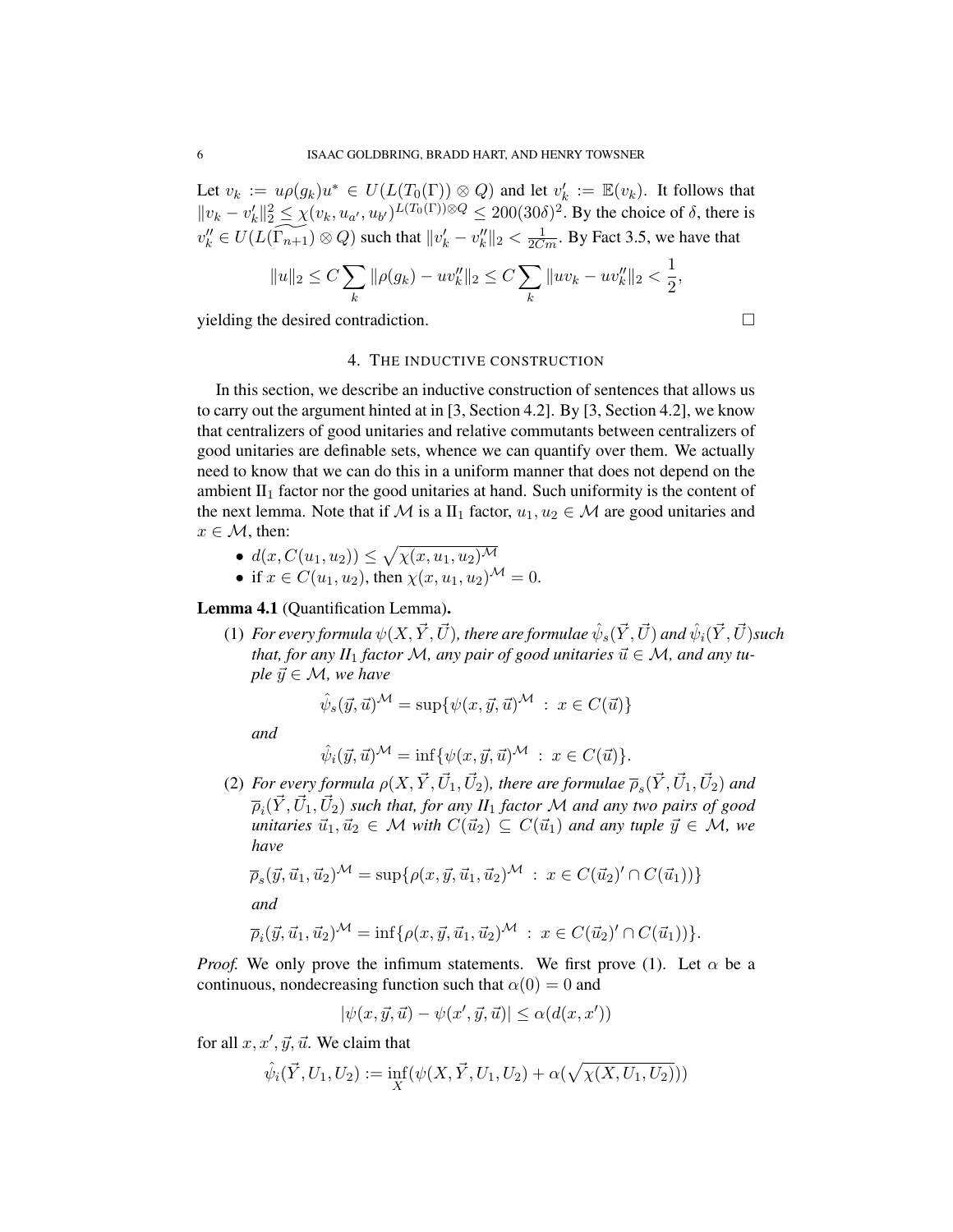Let $v_k := u\rho(g_k)u^* \in U(L(T_0(\Gamma)) \otimes Q)$ and let $v_k' := \mathbb{E}(v_k)$. It follows that $\|v_k - v_k'\|_2^2 \leq \chi(v_k, u_{a'}, u_{b'})^{L(T_0(\Gamma))\otimes Q} \leq 200(30\delta)^2$. By the choice of $\delta$, there is $v_k'' \in U(L(\widetilde{\Gamma_{n+1}}) \otimes Q)$ such that $\|v_k' - v_k''\|_2 < \frac{1}{2Cm}$. By Fact 3.5, we have that

$$\|u\|_2 \leq C \sum_k \|\rho(g_k) - uv_k''\|_2 \leq C \sum_k \|uv_k - uv_k''\|_2 < \frac{1}{2},$$

yielding the desired contradiction. $\square$

## 4. The inductive construction

In this section, we describe an inductive construction of sentences that allows us to carry out the argument hinted at in [3, Section 4.2]. By [3, Section 4.2], we know that centralizers of good unitaries and relative commutants between centralizers of good unitaries are definable sets, whence we can quantify over them. We actually need to know that we can do this in a uniform manner that does not depend on the ambient $\mathrm{II}_1$ factor nor the good unitaries at hand. Such uniformity is the content of the next lemma. Note that if $\mathcal{M}$ is a $\mathrm{II}_1$ factor, $u_1, u_2 \in \mathcal{M}$ are good unitaries and $x \in \mathcal{M}$, then:

- $d(x, C(u_1, u_2)) \leq \sqrt{\chi(x, u_1, u_2)^{\mathcal{M}}}$
- if $x \in C(u_1, u_2)$, then $\chi(x, u_1, u_2)^{\mathcal{M}} = 0$.

**Lemma 4.1** (Quantification Lemma)**.**

1. *For every formula $\psi(X, \vec{Y}, \vec{U})$, there are formulae $\hat{\psi}_s(\vec{Y}, \vec{U})$ and $\hat{\psi}_i(\vec{Y}, \vec{U})$ such that, for any $\mathrm{II}_1$ factor $\mathcal{M}$, any pair of good unitaries $\vec{u} \in \mathcal{M}$, and any tuple $\vec{y} \in \mathcal{M}$, we have*

$$\hat{\psi}_s(\vec{y}, \vec{u})^{\mathcal{M}} = \sup\{\psi(x, \vec{y}, \vec{u})^{\mathcal{M}} \ : \ x \in C(\vec{u})\}$$

   *and*

$$\hat{\psi}_i(\vec{y}, \vec{u})^{\mathcal{M}} = \inf\{\psi(x, \vec{y}, \vec{u})^{\mathcal{M}} \ : \ x \in C(\vec{u})\}.$$

2. *For every formula $\rho(X, \vec{Y}, \vec{U}_1, \vec{U}_2)$, there are formulae $\overline{\rho}_s(\vec{Y}, \vec{U}_1, \vec{U}_2)$ and $\overline{\rho}_i(\vec{Y}, \vec{U}_1, \vec{U}_2)$ such that, for any $\mathrm{II}_1$ factor $\mathcal{M}$ and any two pairs of good unitaries $\vec{u}_1, \vec{u}_2 \in \mathcal{M}$ with $C(\vec{u}_2) \subseteq C(\vec{u}_1)$ and any tuple $\vec{y} \in \mathcal{M}$, we have*

$$\overline{\rho}_s(\vec{y}, \vec{u}_1, \vec{u}_2)^{\mathcal{M}} = \sup\{\rho(x, \vec{y}, \vec{u}_1, \vec{u}_2)^{\mathcal{M}} \ : \ x \in C(\vec{u}_2)' \cap C(\vec{u}_1))\}$$

   *and*

$$\overline{\rho}_i(\vec{y}, \vec{u}_1, \vec{u}_2)^{\mathcal{M}} = \inf\{\rho(x, \vec{y}, \vec{u}_1, \vec{u}_2)^{\mathcal{M}} \ : \ x \in C(\vec{u}_2)' \cap C(\vec{u}_1))\}.$$

*Proof.* We only prove the infimum statements. We first prove (1). Let $\alpha$ be a continuous, nondecreasing function such that $\alpha(0) = 0$ and

$$|\psi(x, \vec{y}, \vec{u}) - \psi(x', \vec{y}, \vec{u})| \leq \alpha(d(x, x'))$$

for all $x, x', \vec{y}, \vec{u}$. We claim that

$$\hat{\psi}_i(\vec{Y}, U_1, U_2) := \inf_X (\psi(X, \vec{Y}, U_1, U_2) + \alpha(\sqrt{\chi(X, U_1, U_2)}))$$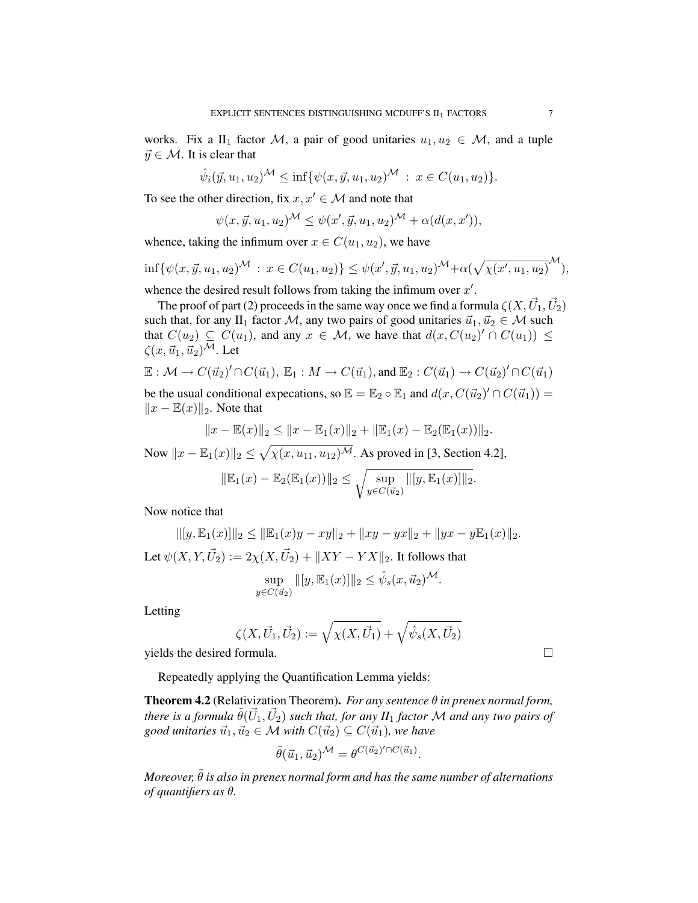works. Fix a $\mathrm{II}_1$ factor $\mathcal{M}$, a pair of good unitaries $u_1, u_2 \in \mathcal{M}$, and a tuple $\vec{y} \in \mathcal{M}$. It is clear that

$$\hat{\psi}_i(\vec{y}, u_1, u_2)^{\mathcal{M}} \leq \inf\{\psi(x, \vec{y}, u_1, u_2)^{\mathcal{M}} \; : \; x \in C(u_1, u_2)\}.$$

To see the other direction, fix $x, x' \in \mathcal{M}$ and note that

$$\psi(x, \vec{y}, u_1, u_2)^{\mathcal{M}} \leq \psi(x', \vec{y}, u_1, u_2)^{\mathcal{M}} + \alpha(d(x, x')),$$

whence, taking the infimum over $x \in C(u_1, u_2)$, we have

$$\inf\{\psi(x, \vec{y}, u_1, u_2)^{\mathcal{M}} \; : \; x \in C(u_1, u_2)\} \leq \psi(x', \vec{y}, u_1, u_2)^{\mathcal{M}} + \alpha(\sqrt{\chi(x', u_1, u_2)}^{\mathcal{M}}),$$

whence the desired result follows from taking the infimum over $x'$.

The proof of part (2) proceeds in the same way once we find a formula $\zeta(X, \vec{U}_1, \vec{U}_2)$ such that, for any $\mathrm{II}_1$ factor $\mathcal{M}$, any two pairs of good unitaries $\vec{u}_1, \vec{u}_2 \in \mathcal{M}$ such that $C(u_2) \subseteq C(u_1)$, and any $x \in \mathcal{M}$, we have that $d(x, C(u_2)' \cap C(u_1)) \leq \zeta(x, \vec{u}_1, \vec{u}_2)^{\mathcal{M}}$. Let

$$\mathbb{E} : \mathcal{M} \to C(\vec{u}_2)' \cap C(\vec{u}_1), \; \mathbb{E}_1 : M \to C(\vec{u}_1), \text{and } \mathbb{E}_2 : C(\vec{u}_1) \to C(\vec{u}_2)' \cap C(\vec{u}_1)$$

be the usual conditional expecations, so $\mathbb{E} = \mathbb{E}_2 \circ \mathbb{E}_1$ and $d(x, C(\vec{u}_2)' \cap C(\vec{u}_1)) = \|x - \mathbb{E}(x)\|_2$. Note that

$$\|x - \mathbb{E}(x)\|_2 \leq \|x - \mathbb{E}_1(x)\|_2 + \|\mathbb{E}_1(x) - \mathbb{E}_2(\mathbb{E}_1(x))\|_2.$$

Now $\|x - \mathbb{E}_1(x)\|_2 \leq \sqrt{\chi(x, u_{11}, u_{12})^{\mathcal{M}}}$. As proved in [3, Section 4.2],

$$\|\mathbb{E}_1(x) - \mathbb{E}_2(\mathbb{E}_1(x))\|_2 \leq \sqrt{\sup_{y \in C(\vec{u}_2)} \|[y, \mathbb{E}_1(x)]\|_2}.$$

Now notice that

$$\|[y, \mathbb{E}_1(x)]\|_2 \leq \|\mathbb{E}_1(x)y - xy\|_2 + \|xy - yx\|_2 + \|yx - y\mathbb{E}_1(x)\|_2.$$

Let $\psi(X, Y, \vec{U}_2) := 2\chi(X, \vec{U}_2) + \|XY - YX\|_2$. It follows that

$$\sup_{y \in C(\vec{u}_2)} \|[y, \mathbb{E}_1(x)]\|_2 \leq \hat{\psi}_s(x, \vec{u}_2)^{\mathcal{M}}.$$

Letting

$$\zeta(X, \vec{U}_1, \vec{U}_2) := \sqrt{\chi(X, \vec{U}_1)} + \sqrt{\hat{\psi}_s(X, \vec{U}_2)}$$

yields the desired formula. $\square$

Repeatedly applying the Quantification Lemma yields:

**Theorem 4.2** (Relativization Theorem). *For any sentence $\theta$ in prenex normal form, there is a formula $\tilde{\theta}(\vec{U}_1, \vec{U}_2)$ such that, for any $II_1$ factor $\mathcal{M}$ and any two pairs of good unitaries $\vec{u}_1, \vec{u}_2 \in \mathcal{M}$ with $C(\vec{u}_2) \subseteq C(\vec{u}_1)$, we have*

$$\tilde{\theta}(\vec{u}_1, \vec{u}_2)^{\mathcal{M}} = \theta^{C(\vec{u}_2)' \cap C(\vec{u}_1)}.$$

*Moreover, $\tilde{\theta}$ is also in prenex normal form and has the same number of alternations of quantifiers as $\theta$.*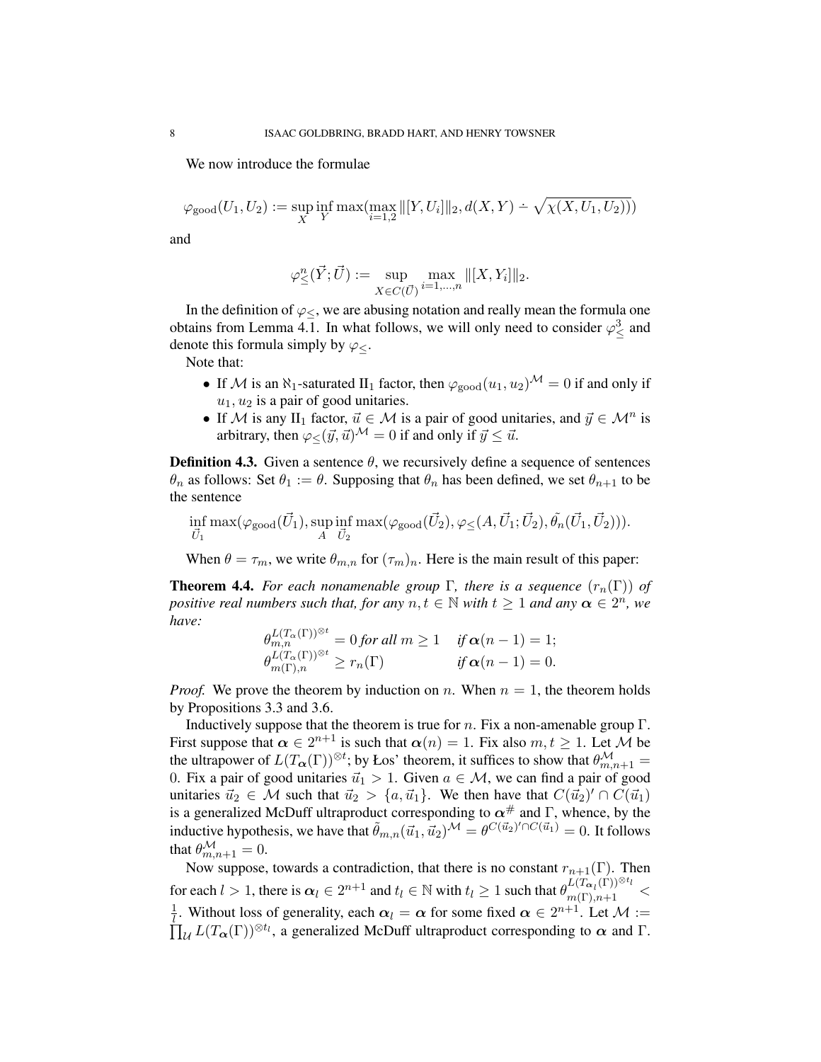We now introduce the formulae

$$\varphi_{\rm good}(U_1,U_2) := \sup_X \inf_Y \max(\max_{i=1,2} \|[Y,U_i]\|_2, d(X,Y) \dot{-} \sqrt{\chi(X,U_1,U_2)}))$$

and

$$\varphi^n_{\leq}(\vec{Y};\vec{U}) := \sup_{X\in C(\vec{U})} \max_{i=1,\ldots,n} \|[X,Y_i]\|_2.$$

In the definition of $\varphi_{\leq}$, we are abusing notation and really mean the formula one obtains from Lemma 4.1. In what follows, we will only need to consider $\varphi^3_{\leq}$ and denote this formula simply by $\varphi_{\leq}$.

Note that:

- If $\mathcal{M}$ is an $\aleph_1$-saturated $\mathrm{II}_1$ factor, then $\varphi_{\rm good}(u_1,u_2)^{\mathcal{M}} = 0$ if and only if $u_1, u_2$ is a pair of good unitaries.
- If $\mathcal{M}$ is any $\mathrm{II}_1$ factor, $\vec{u} \in \mathcal{M}$ is a pair of good unitaries, and $\vec{y} \in \mathcal{M}^n$ is arbitrary, then $\varphi_{\leq}(\vec{y},\vec{u})^{\mathcal{M}} = 0$ if and only if $\vec{y} \leq \vec{u}$.

**Definition 4.3.** Given a sentence $\theta$, we recursively define a sequence of sentences $\theta_n$ as follows: Set $\theta_1 := \theta$. Supposing that $\theta_n$ has been defined, we set $\theta_{n+1}$ to be the sentence

$$\inf_{\vec{U}_1} \max(\varphi_{\rm good}(\vec{U}_1), \sup_A \inf_{\vec{U}_2} \max(\varphi_{\rm good}(\vec{U}_2), \varphi_{\leq}(A,\vec{U}_1;\vec{U}_2), \tilde{\theta}_n(\vec{U}_1,\vec{U}_2))).$$

When $\theta = \tau_m$, we write $\theta_{m,n}$ for $(\tau_m)_n$. Here is the main result of this paper:

**Theorem 4.4.** *For each nonamenable group $\Gamma$, there is a sequence $(r_n(\Gamma))$ of positive real numbers such that, for any $n, t \in \mathbb{N}$ with $t \geq 1$ and any $\boldsymbol{\alpha} \in 2^n$, we have:*

$$\begin{array}{ll} \theta^{L(T_\alpha(\Gamma))^{\otimes t}}_{m,n} = 0 \text{ for all } m \geq 1 & \text{if } \boldsymbol{\alpha}(n-1) = 1; \\ \theta^{L(T_\alpha(\Gamma))^{\otimes t}}_{m(\Gamma),n} \geq r_n(\Gamma) & \text{if } \boldsymbol{\alpha}(n-1) = 0. \end{array}$$

*Proof.* We prove the theorem by induction on $n$. When $n = 1$, the theorem holds by Propositions 3.3 and 3.6.

Inductively suppose that the theorem is true for $n$. Fix a non-amenable group $\Gamma$. First suppose that $\boldsymbol{\alpha} \in 2^{n+1}$ is such that $\boldsymbol{\alpha}(n) = 1$. Fix also $m, t \geq 1$. Let $\mathcal{M}$ be the ultrapower of $L(T_{\boldsymbol{\alpha}}(\Gamma))^{\otimes t}$; by Łos' theorem, it suffices to show that $\theta^{\mathcal{M}}_{m,n+1} = 0$. Fix a pair of good unitaries $\vec{u}_1 > 1$. Given $a \in \mathcal{M}$, we can find a pair of good unitaries $\vec{u}_2 \in \mathcal{M}$ such that $\vec{u}_2 > \{a, \vec{u}_1\}$. We then have that $C(\vec{u}_2)' \cap C(\vec{u}_1)$ is a generalized McDuff ultraproduct corresponding to $\boldsymbol{\alpha}^\#$ and $\Gamma$, whence, by the inductive hypothesis, we have that $\tilde{\theta}_{m,n}(\vec{u}_1,\vec{u}_2)^{\mathcal{M}} = \theta^{C(\vec{u}_2)'\cap C(\vec{u}_1)} = 0$. It follows that $\theta^{\mathcal{M}}_{m,n+1} = 0$.

Now suppose, towards a contradiction, that there is no constant $r_{n+1}(\Gamma)$. Then for each $l > 1$, there is $\boldsymbol{\alpha}_l \in 2^{n+1}$ and $t_l \in \mathbb{N}$ with $t_l \geq 1$ such that $\theta^{L(T_{\boldsymbol{\alpha}_l}(\Gamma))^{\otimes t_l}}_{m(\Gamma),n+1} < \frac{1}{l}$. Without loss of generality, each $\boldsymbol{\alpha}_l = \boldsymbol{\alpha}$ for some fixed $\boldsymbol{\alpha} \in 2^{n+1}$. Let $\mathcal{M} := \prod_{\mathcal{U}} L(T_{\boldsymbol{\alpha}}(\Gamma))^{\otimes t_l}$, a generalized McDuff ultraproduct corresponding to $\boldsymbol{\alpha}$ and $\Gamma$.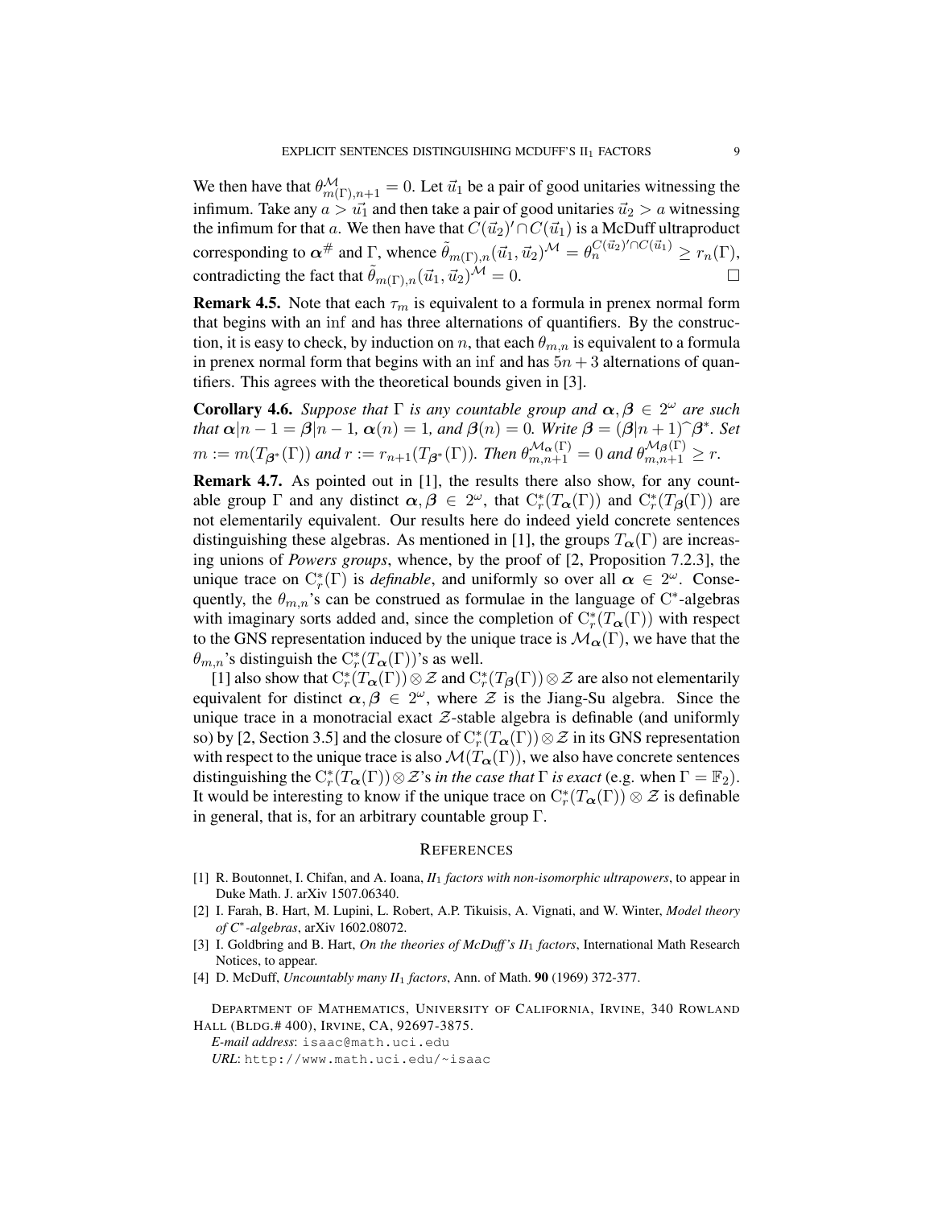We then have that $\theta^{\mathcal{M}}_{m(\Gamma),n+1} = 0$. Let $\vec{u}_1$ be a pair of good unitaries witnessing the infimum. Take any $a > \vec{u_1}$ and then take a pair of good unitaries $\vec{u}_2 > a$ witnessing the infimum for that $a$. We then have that $C(\vec{u}_2)' \cap C(\vec{u}_1)$ is a McDuff ultraproduct corresponding to $\boldsymbol{\alpha}^{\#}$ and $\Gamma$, whence $\tilde{\theta}_{m(\Gamma),n}(\vec{u}_1, \vec{u}_2)^{\mathcal{M}} = \theta_n^{C(\vec{u}_2)' \cap C(\vec{u}_1)} \geq r_n(\Gamma)$, contradicting the fact that $\tilde{\theta}_{m(\Gamma),n}(\vec{u}_1, \vec{u}_2)^{\mathcal{M}} = 0$. $\square$

**Remark 4.5.** Note that each $\tau_m$ is equivalent to a formula in prenex normal form that begins with an inf and has three alternations of quantifiers. By the construction, it is easy to check, by induction on $n$, that each $\theta_{m,n}$ is equivalent to a formula in prenex normal form that begins with an inf and has $5n+3$ alternations of quantifiers. This agrees with the theoretical bounds given in [3].

**Corollary 4.6.** *Suppose that $\Gamma$ is any countable group and $\boldsymbol{\alpha}, \boldsymbol{\beta} \in 2^\omega$ are such that $\boldsymbol{\alpha}|n-1 = \boldsymbol{\beta}|n-1$, $\boldsymbol{\alpha}(n) = 1$, and $\boldsymbol{\beta}(n) = 0$. Write $\boldsymbol{\beta} = (\boldsymbol{\beta}|n+1)^\frown \boldsymbol{\beta}^*$. Set $m := m(T_{\boldsymbol{\beta}^*}(\Gamma))$ and $r := r_{n+1}(T_{\boldsymbol{\beta}^*}(\Gamma))$. Then $\theta^{\mathcal{M}_{\boldsymbol{\alpha}}(\Gamma)}_{m,n+1} = 0$ and $\theta^{\mathcal{M}_{\boldsymbol{\beta}}(\Gamma)}_{m,n+1} \geq r$.*

**Remark 4.7.** As pointed out in [1], the results there also show, for any countable group $\Gamma$ and any distinct $\boldsymbol{\alpha}, \boldsymbol{\beta} \in 2^\omega$, that $\mathrm{C}^*_r(T_{\boldsymbol{\alpha}}(\Gamma))$ and $\mathrm{C}^*_r(T_{\boldsymbol{\beta}}(\Gamma))$ are not elementarily equivalent. Our results here do indeed yield concrete sentences distinguishing these algebras. As mentioned in [1], the groups $T_{\boldsymbol{\alpha}}(\Gamma)$ are increasing unions of *Powers groups*, whence, by the proof of [2, Proposition 7.2.3], the unique trace on $\mathrm{C}^*_r(\Gamma)$ is *definable*, and uniformly so over all $\boldsymbol{\alpha} \in 2^\omega$. Consequently, the $\theta_{m,n}$'s can be construed as formulae in the language of $\mathrm{C}^*$-algebras with imaginary sorts added and, since the completion of $\mathrm{C}^*_r(T_{\boldsymbol{\alpha}}(\Gamma))$ with respect to the GNS representation induced by the unique trace is $\mathcal{M}_{\boldsymbol{\alpha}}(\Gamma)$, we have that the $\theta_{m,n}$'s distinguish the $\mathrm{C}^*_r(T_{\boldsymbol{\alpha}}(\Gamma))$'s as well.

[1] also show that $\mathrm{C}^*_r(T_{\boldsymbol{\alpha}}(\Gamma)) \otimes \mathcal{Z}$ and $\mathrm{C}^*_r(T_{\boldsymbol{\beta}}(\Gamma)) \otimes \mathcal{Z}$ are also not elementarily equivalent for distinct $\boldsymbol{\alpha}, \boldsymbol{\beta} \in 2^\omega$, where $\mathcal{Z}$ is the Jiang-Su algebra. Since the unique trace in a monotracial exact $\mathcal{Z}$-stable algebra is definable (and uniformly so) by [2, Section 3.5] and the closure of $\mathrm{C}^*_r(T_{\boldsymbol{\alpha}}(\Gamma)) \otimes \mathcal{Z}$ in its GNS representation with respect to the unique trace is also $\mathcal{M}(T_{\boldsymbol{\alpha}}(\Gamma))$, we also have concrete sentences distinguishing the $\mathrm{C}^*_r(T_{\boldsymbol{\alpha}}(\Gamma)) \otimes \mathcal{Z}$'s *in the case that $\Gamma$ is exact* (e.g. when $\Gamma = \mathbb{F}_2$). It would be interesting to know if the unique trace on $\mathrm{C}^*_r(T_{\boldsymbol{\alpha}}(\Gamma)) \otimes \mathcal{Z}$ is definable in general, that is, for an arbitrary countable group $\Gamma$.

## References

[1] R. Boutonnet, I. Chifan, and A. Ioana, *II$_1$ factors with non-isomorphic ultrapowers*, to appear in Duke Math. J. arXiv 1507.06340.

[2] I. Farah, B. Hart, M. Lupini, L. Robert, A.P. Tikuisis, A. Vignati, and W. Winter, *Model theory of C$^*$-algebras*, arXiv 1602.08072.

[3] I. Goldbring and B. Hart, *On the theories of McDuff's II$_1$ factors*, International Math Research Notices, to appear.

[4] D. McDuff, *Uncountably many II$_1$ factors*, Ann. of Math. **90** (1969) 372-377.

Department of Mathematics, University of California, Irvine, 340 Rowland Hall (Bldg.# 400), Irvine, CA, 92697-3875.

*E-mail address*: isaac@math.uci.edu

*URL*: http://www.math.uci.edu/~isaac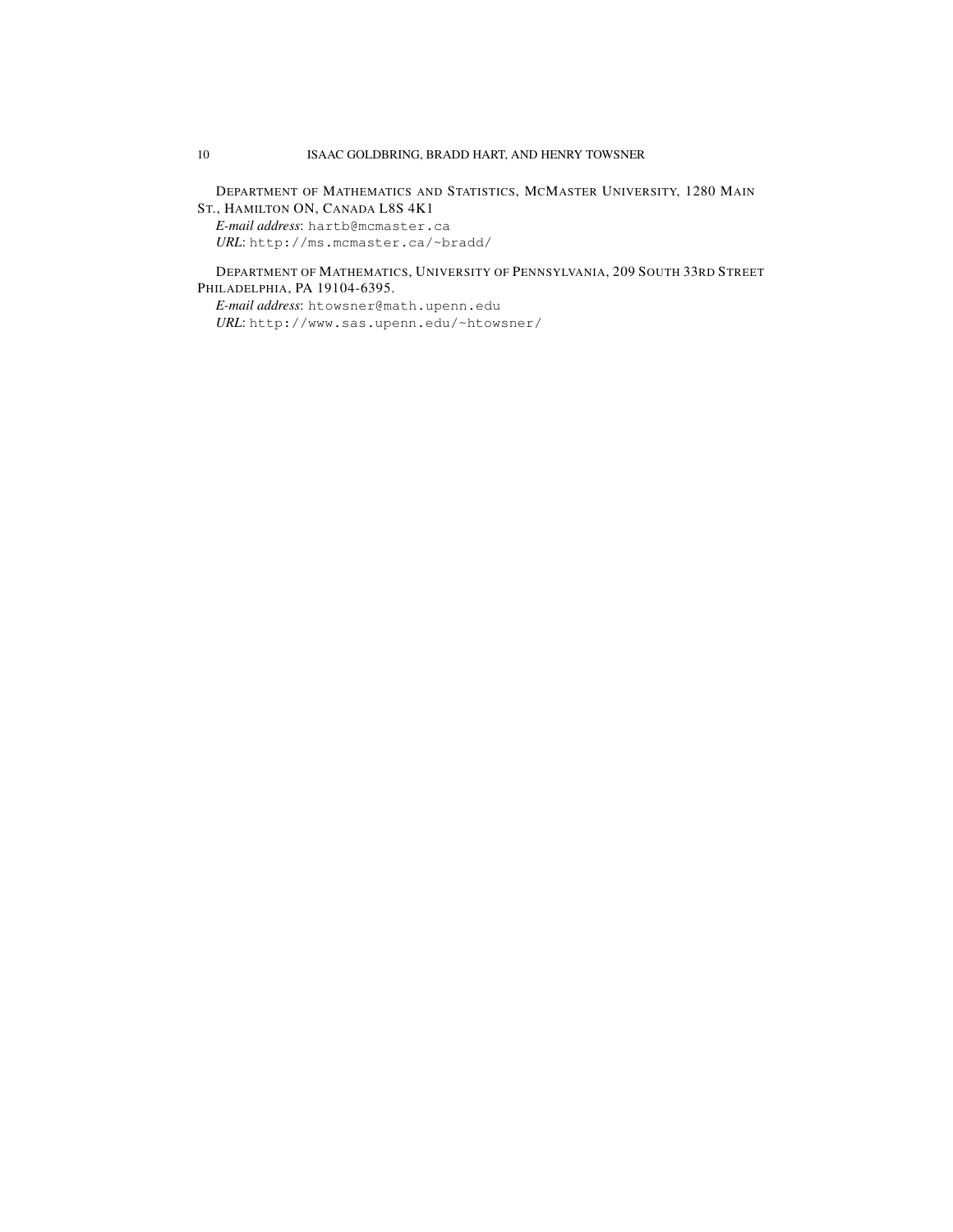Department of Mathematics and Statistics, McMaster University, 1280 Main St., Hamilton ON, Canada L8S 4K1

*E-mail address*: hartb@mcmaster.ca

*URL*: http://ms.mcmaster.ca/~bradd/

Department of Mathematics, University of Pennsylvania, 209 South 33rd Street Philadelphia, PA 19104-6395.

*E-mail address*: htowsner@math.upenn.edu

*URL*: http://www.sas.upenn.edu/~htowsner/